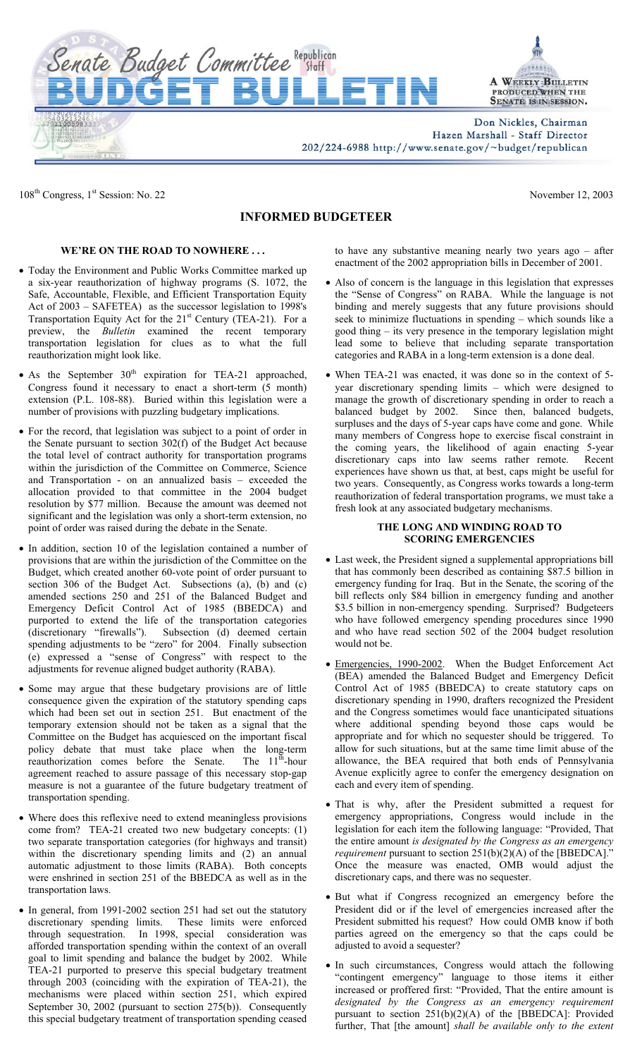# Senate Budget Committee Republican Staff BUDGET BULLETIN

A WEEKLY BULLETIN PRODUCED WHEN THE SENATE IS IN SESSION.

Don Nickles, Chairman
Hazen Marshall - Staff Director
202/224-6988 http://www.senate.gov/~budget/republican

108th Congress, 1st Session: No. 22 November 12, 2003

## INFORMED BUDGETEER

### WE'RE ON THE ROAD TO NOWHERE . . .

- Today the Environment and Public Works Committee marked up a six-year reauthorization of highway programs (S. 1072, the Safe, Accountable, Flexible, and Efficient Transportation Equity Act of 2003 – SAFETEA) as the successor legislation to 1998's Transportation Equity Act for the 21st Century (TEA-21). For a preview, the *Bulletin* examined the recent temporary transportation legislation for clues as to what the full reauthorization might look like.

- As the September 30th expiration for TEA-21 approached, Congress found it necessary to enact a short-term (5 month) extension (P.L. 108-88). Buried within this legislation were a number of provisions with puzzling budgetary implications.

- For the record, that legislation was subject to a point of order in the Senate pursuant to section 302(f) of the Budget Act because the total level of contract authority for transportation programs within the jurisdiction of the Committee on Commerce, Science and Transportation - on an annualized basis – exceeded the allocation provided to that committee in the 2004 budget resolution by $77 million. Because the amount was deemed not significant and the legislation was only a short-term extension, no point of order was raised during the debate in the Senate.

- In addition, section 10 of the legislation contained a number of provisions that are within the jurisdiction of the Committee on the Budget, which created another 60-vote point of order pursuant to section 306 of the Budget Act. Subsections (a), (b) and (c) amended sections 250 and 251 of the Balanced Budget and Emergency Deficit Control Act of 1985 (BBEDCA) and purported to extend the life of the transportation categories (discretionary "firewalls"). Subsection (d) deemed certain spending adjustments to be "zero" for 2004. Finally subsection (e) expressed a "sense of Congress" with respect to the adjustments for revenue aligned budget authority (RABA).

- Some may argue that these budgetary provisions are of little consequence given the expiration of the statutory spending caps which had been set out in section 251. But enactment of the temporary extension should not be taken as a signal that the Committee on the Budget has acquiesced on the important fiscal policy debate that must take place when the long-term reauthorization comes before the Senate. The 11th-hour agreement reached to assure passage of this necessary stop-gap measure is not a guarantee of the future budgetary treatment of transportation spending.

- Where does this reflexive need to extend meaningless provisions come from? TEA-21 created two new budgetary concepts: (1) two separate transportation categories (for highways and transit) within the discretionary spending limits and (2) an annual automatic adjustment to those limits (RABA). Both concepts were enshrined in section 251 of the BBEDCA as well as in the transportation laws.

- In general, from 1991-2002 section 251 had set out the statutory discretionary spending limits. These limits were enforced through sequestration. In 1998, special consideration was afforded transportation spending within the context of an overall goal to limit spending and balance the budget by 2002. While TEA-21 purported to preserve this special budgetary treatment through 2003 (coinciding with the expiration of TEA-21), the mechanisms were placed within section 251, which expired September 30, 2002 (pursuant to section 275(b)). Consequently this special budgetary treatment of transportation spending ceased to have any substantive meaning nearly two years ago – after enactment of the 2002 appropriation bills in December of 2001.

- Also of concern is the language in this legislation that expresses the "Sense of Congress" on RABA. While the language is not binding and merely suggests that any future provisions should seek to minimize fluctuations in spending – which sounds like a good thing – its very presence in the temporary legislation might lead some to believe that including separate transportation categories and RABA in a long-term extension is a done deal.

- When TEA-21 was enacted, it was done so in the context of 5-year discretionary spending limits – which were designed to manage the growth of discretionary spending in order to reach a balanced budget by 2002. Since then, balanced budgets, surpluses and the days of 5-year caps have come and gone. While many members of Congress hope to exercise fiscal constraint in the coming years, the likelihood of again enacting 5-year discretionary caps into law seems rather remote. Recent experiences have shown us that, at best, caps might be useful for two years. Consequently, as Congress works towards a long-term reauthorization of federal transportation programs, we must take a fresh look at any associated budgetary mechanisms.

### THE LONG AND WINDING ROAD TO SCORING EMERGENCIES

- Last week, the President signed a supplemental appropriations bill that has commonly been described as containing $87.5 billion in emergency funding for Iraq. But in the Senate, the scoring of the bill reflects only $84 billion in emergency funding and another $3.5 billion in non-emergency spending. Surprised? Budgeteers who have followed emergency spending procedures since 1990 and who have read section 502 of the 2004 budget resolution would not be.

- Emergencies, 1990-2002. When the Budget Enforcement Act (BEA) amended the Balanced Budget and Emergency Deficit Control Act of 1985 (BBEDCA) to create statutory caps on discretionary spending in 1990, drafters recognized the President and the Congress sometimes would face unanticipated situations where additional spending beyond those caps would be appropriate and for which no sequester should be triggered. To allow for such situations, but at the same time limit abuse of the allowance, the BEA required that both ends of Pennsylvania Avenue explicitly agree to confer the emergency designation on each and every item of spending.

- That is why, after the President submitted a request for emergency appropriations, Congress would include in the legislation for each item the following language: "Provided, That the entire amount *is designated by the Congress as an emergency requirement* pursuant to section 251(b)(2)(A) of the [BBEDCA]." Once the measure was enacted, OMB would adjust the discretionary caps, and there was no sequester.

- But what if Congress recognized an emergency before the President did or if the level of emergencies increased after the President submitted his request? How could OMB know if both parties agreed on the emergency so that the caps could be adjusted to avoid a sequester?

- In such circumstances, Congress would attach the following "contingent emergency" language to those items it either increased or proffered first: "Provided, That the entire amount is *designated by the Congress as an emergency requirement* pursuant to section 251(b)(2)(A) of the [BBEDCA]: Provided further, That [the amount] *shall be available only to the extent*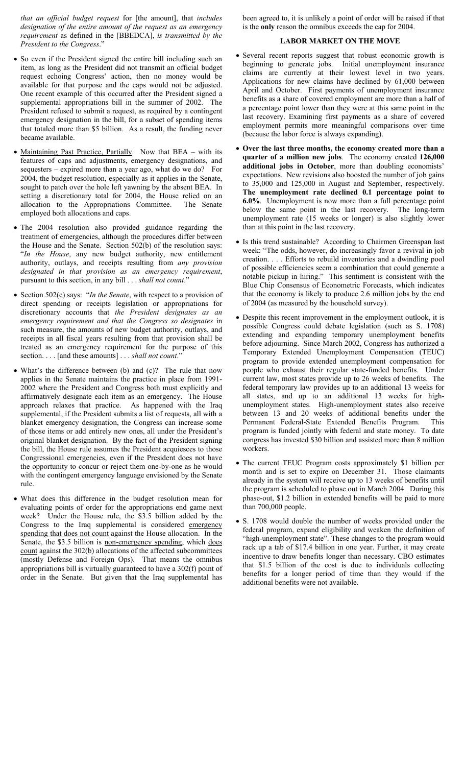*that an official budget request* for [the amount], that *includes designation of the entire amount of the request as an emergency requirement* as defined in the [BBEDCA], *is transmitted by the President to the Congress*."

- So even if the President signed the entire bill including such an item, as long as the President did not transmit an official budget request echoing Congress' action, then no money would be available for that purpose and the caps would not be adjusted. One recent example of this occurred after the President signed a supplemental appropriations bill in the summer of 2002. The President refused to submit a request, as required by a contingent emergency designation in the bill, for a subset of spending items that totaled more than $5 billion. As a result, the funding never became available.

- Maintaining Past Practice, Partially. Now that BEA – with its features of caps and adjustments, emergency designations, and sequesters – expired more than a year ago, what do we do? For 2004, the budget resolution, especially as it applies in the Senate, sought to patch over the hole left yawning by the absent BEA. In setting a discretionary total for 2004, the House relied on an allocation to the Appropriations Committee. The Senate employed both allocations and caps.

- The 2004 resolution also provided guidance regarding the treatment of emergencies, although the procedures differ between the House and the Senate. Section 502(b) of the resolution says: "*In the House*, any new budget authority, new entitlement authority, outlays, and receipts resulting from *any provision designated in that provision as an emergency requirement*, pursuant to this section, in any bill . . . *shall not count*."

- Section 502(c) says: "*In the Senate*, with respect to a provision of direct spending or receipts legislation or appropriations for discretionary accounts that *the President designates as an emergency requirement and that the Congress so designates* in such measure, the amounts of new budget authority, outlays, and receipts in all fiscal years resulting from that provision shall be treated as an emergency requirement for the purpose of this section. . . . [and these amounts] . . . *shall not count*."

- What's the difference between (b) and (c)? The rule that now applies in the Senate maintains the practice in place from 1991-2002 where the President and Congress both must explicitly and affirmatively designate each item as an emergency. The House approach relaxes that practice. As happened with the Iraq supplemental, if the President submits a list of requests, all with a blanket emergency designation, the Congress can increase some of those items or add entirely new ones, all under the President's original blanket designation. By the fact of the President signing the bill, the House rule assumes the President acquiesces to those Congressional emergencies, even if the President does not have the opportunity to concur or reject them one-by-one as he would with the contingent emergency language envisioned by the Senate rule.

- What does this difference in the budget resolution mean for evaluating points of order for the appropriations end game next week? Under the House rule, the $3.5 billion added by the Congress to the Iraq supplemental is considered emergency spending that does not count against the House allocation. In the Senate, the $3.5 billion is non-emergency spending, which does count against the 302(b) allocations of the affected subcommittees (mostly Defense and Foreign Ops). That means the omnibus appropriations bill is virtually guaranteed to have a 302(f) point of order in the Senate. But given that the Iraq supplemental has been agreed to, it is unlikely a point of order will be raised if that is the **only** reason the omnibus exceeds the cap for 2004.

## LABOR MARKET ON THE MOVE

- Several recent reports suggest that robust economic growth is beginning to generate jobs. Initial unemployment insurance claims are currently at their lowest level in two years. Applications for new claims have declined by 61,000 between April and October. First payments of unemployment insurance benefits as a share of covered employment are more than a half of a percentage point lower than they were at this same point in the last recovery. Examining first payments as a share of covered employment permits more meaningful comparisons over time (because the labor force is always expanding).

- **Over the last three months, the economy created more than a quarter of a million new jobs**. The economy created **126,000 additional jobs in October**, more than doubling economists' expectations. New revisions also boosted the number of job gains to 35,000 and 125,000 in August and September, respectively. **The unemployment rate declined 0.1 percentage point to 6.0%**. Unemployment is now more than a full percentage point below the same point in the last recovery. The long-term unemployment rate (15 weeks or longer) is also slightly lower than at this point in the last recovery.

- Is this trend sustainable? According to Chairmen Greenspan last week: "The odds, however, do increasingly favor a revival in job creation. . . . Efforts to rebuild inventories and a dwindling pool of possible efficiencies seem a combination that could generate a notable pickup in hiring." This sentiment is consistent with the Blue Chip Consensus of Econometric Forecasts, which indicates that the economy is likely to produce 2.6 million jobs by the end of 2004 (as measured by the household survey).

- Despite this recent improvement in the employment outlook, it is possible Congress could debate legislation (such as S. 1708) extending and expanding temporary unemployment benefits before adjourning. Since March 2002, Congress has authorized a Temporary Extended Unemployment Compensation (TEUC) program to provide extended unemployment compensation for people who exhaust their regular state-funded benefits. Under current law, most states provide up to 26 weeks of benefits. The federal temporary law provides up to an additional 13 weeks for all states, and up to an additional 13 weeks for high-unemployment states. High-unemployment states also receive between 13 and 20 weeks of additional benefits under the Permanent Federal-State Extended Benefits Program. This program is funded jointly with federal and state money. To date congress has invested $30 billion and assisted more than 8 million workers.

- The current TEUC Program costs approximately $1 billion per month and is set to expire on December 31. Those claimants already in the system will receive up to 13 weeks of benefits until the program is scheduled to phase out in March 2004. During this phase-out, $1.2 billion in extended benefits will be paid to more than 700,000 people.

- S. 1708 would double the number of weeks provided under the federal program, expand eligibility and weaken the definition of "high-unemployment state". These changes to the program would rack up a tab of $17.4 billion in one year. Further, it may create incentive to draw benefits longer than necessary. CBO estimates that $1.5 billion of the cost is due to individuals collecting benefits for a longer period of time than they would if the additional benefits were not available.